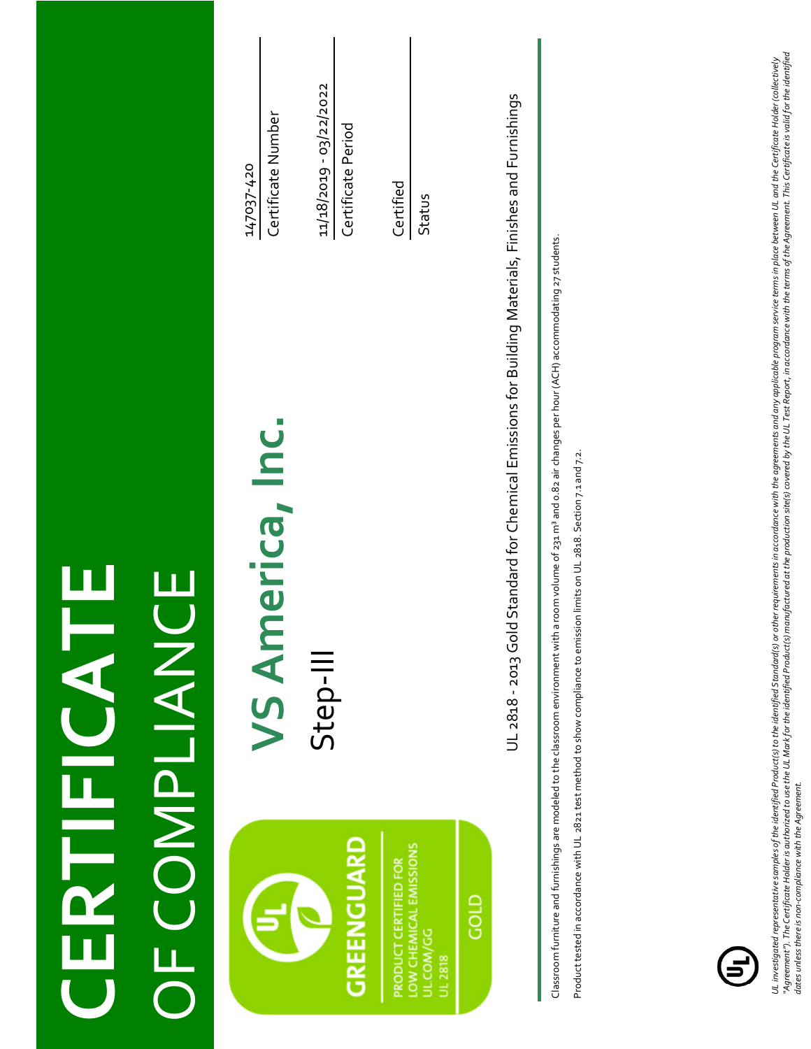# CERTIFICATE OF COMPLIANCE

GREENGUARD

PRODUCT CERTIFIED FOR LOW CHEMICAL EMISSIONS
UL.COM/GG
UL 2818

GOLD

## VS America, Inc.

Step-III

14037-420
Certificate Number

11/18/2019 - 03/22/2022
Certificate Period

Certified
Status

UL 2818 - 2013 Gold Standard for Chemical Emissions for Building Materials, Finishes and Furnishings

Classroom furniture and furnishings are modeled to the classroom environment with a room volume of 231 m³ and 0.82 air changes per hour (ACH) accommodating 27 students.

Product tested in accordance with UL 2821 test method to show compliance to emission limits on UL 2818. Section 7.1 and 7.2.

*UL investigated representative samples of the identified Product(s) to the identified Standard(s) or other requirements in accordance with the agreements and any applicable program service terms in place between UL and the Certificate Holder (collectively "Agreement"). The Certificate Holder is authorized to use the UL Mark for the identified Product(s) manufactured at the production site(s) covered by the UL Test Report, in accordance with the terms of the Agreement. This Certificate is valid for the identified dates unless there is non-compliance with the Agreement.*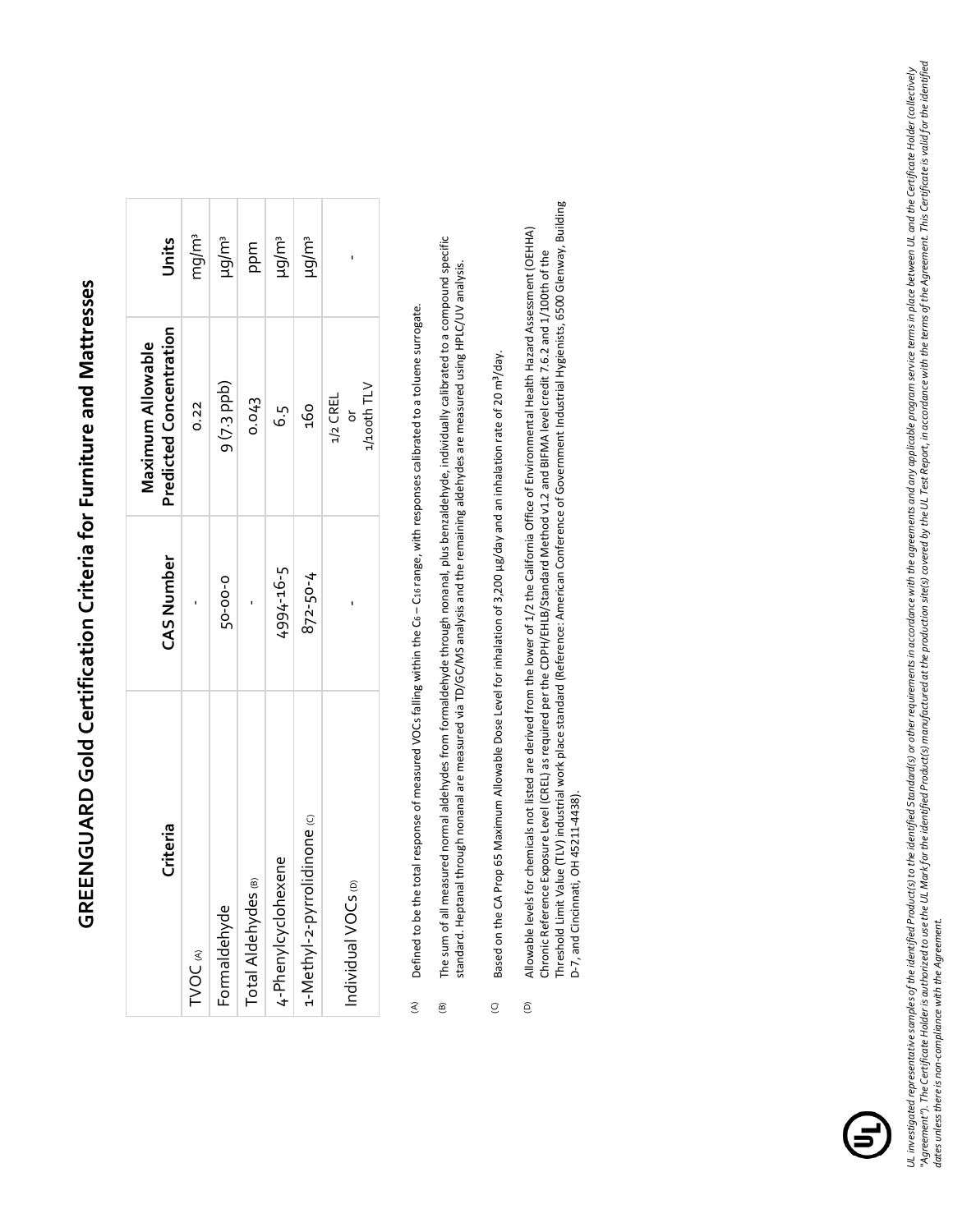# GREENGUARD Gold Certification Criteria for Furniture and Mattresses

| Criteria | CAS Number | Maximum Allowable Predicted Concentration | Units |
|---|---|---|---|
| TVOC (A) | - | 0.22 | $mg/m^3$ |
| Formaldehyde | 50-00-0 | 9 (7.3 ppb) | $\mu g/m^3$ |
| Total Aldehydes (B) | - | 0.043 | ppm |
| 4-Phenylcyclohexene | 4994-16-5 | 6.5 | $\mu g/m^3$ |
| 1-Methyl-2-pyrrolidinone (C) | 872-50-4 | 160 | $\mu g/m^3$ |
| Individual VOCs (D) | - | 1/2 CREL or 1/100th TLV | - |

(A) Defined to be the total response of measured VOCs falling within the $C_6 - C_{16}$ range, with responses calibrated to a toluene surrogate.

(B) The sum of all measured normal aldehydes from formaldehyde through nonanal, plus benzaldehyde, individually calibrated to a compound specific standard. Heptanal through nonanal are measured via TD/GC/MS analysis and the remaining aldehydes are measured using HPLC/UV analysis.

(C) Based on the CA Prop 65 Maximum Allowable Dose Level for inhalation of 3,200 µg/day and an inhalation rate of 20 $m^3$/day.

(D) Allowable levels for chemicals not listed are derived from the lower of 1/2 the California Office of Environmental Health Hazard Assessment (OEHHA) Chronic Reference Exposure Level (CREL) as required per the CDPH/EHLB/Standard Method v1.2 and BIFMA level credit 7.6.2 and 1/100th of the Threshold Limit Value (TLV) industrial work place standard (Reference: American Conference of Government Industrial Hygienists, 6500 Glenway, Building D-7, and Cincinnati, OH 45211-4438).

*UL investigated representative samples of the identified Product(s) to the identified Standard(s) or other requirements in accordance with the agreements and any applicable program service terms in place between UL and the Certificate Holder (collectively "Agreement"). The Certificate Holder is authorized to use the UL Mark for the identified Product(s) manufactured at the production site(s) covered by the UL Test Report, in accordance with the terms of the Agreement. This Certificate is valid for the identified dates unless there is non-compliance with the Agreement.*